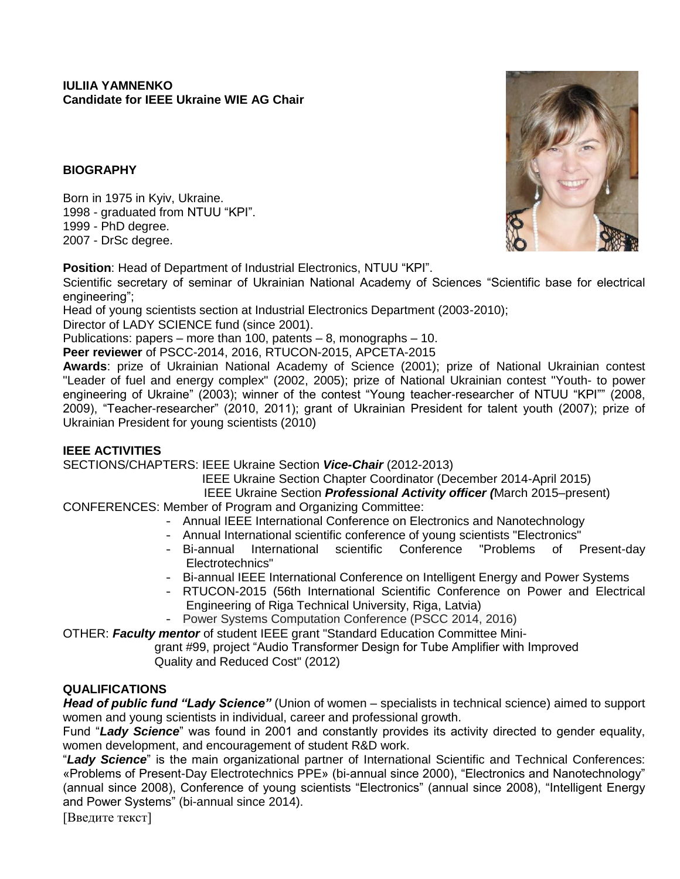**IULIIA YAMNENKO**
**Candidate for IEEE Ukraine WIE AG Chair**

## BIOGRAPHY

Born in 1975 in Kyiv, Ukraine.
1998 - graduated from NTUU "KPI".
1999 - PhD degree.
2007 - DrSc degree.

**Position**: Head of Department of Industrial Electronics, NTUU "KPI".

Scientific secretary of seminar of Ukrainian National Academy of Sciences "Scientific base for electrical engineering";

Head of young scientists section at Industrial Electronics Department (2003-2010);

Director of LADY SCIENCE fund (since 2001).

Publications: papers – more than 100, patents – 8, monographs – 10.

**Peer reviewer** of PSCC-2014, 2016, RTUCON-2015, APCETA-2015

**Awards**: prize of Ukrainian National Academy of Science (2001); prize of National Ukrainian contest "Leader of fuel and energy complex" (2002, 2005); prize of National Ukrainian contest "Youth- to power engineering of Ukraine" (2003); winner of the contest "Young teacher-researcher of NTUU "KPI"" (2008, 2009), "Teacher-researcher" (2010, 2011); grant of Ukrainian President for talent youth (2007); prize of Ukrainian President for young scientists (2010)

## IEEE ACTIVITIES

SECTIONS/CHAPTERS: IEEE Ukraine Section ***Vice-Chair*** (2012-2013)
IEEE Ukraine Section Chapter Coordinator (December 2014-April 2015)
IEEE Ukraine Section ***Professional Activity officer (***March 2015–present)

CONFERENCES: Member of Program and Organizing Committee:

- Annual IEEE International Conference on Electronics and Nanotechnology
- Annual International scientific conference of young scientists "Electronics"
- Bi-annual International scientific Conference "Problems of Present-day Electrotechnics"
- Bi-annual IEEE International Conference on Intelligent Energy and Power Systems
- RTUCON-2015 (56th International Scientific Conference on Power and Electrical Engineering of Riga Technical University, Riga, Latvia)
- Power Systems Computation Conference (PSCC 2014, 2016)

OTHER: ***Faculty mentor*** of student IEEE grant "Standard Education Committee Mini-grant #99, project "Audio Transformer Design for Tube Amplifier with Improved Quality and Reduced Cost" (2012)

## QUALIFICATIONS

***Head of public fund "Lady Science"*** (Union of women – specialists in technical science) aimed to support women and young scientists in individual, career and professional growth.

Fund "***Lady Science***" was found in 2001 and constantly provides its activity directed to gender equality, women development, and encouragement of student R&D work.

"***Lady Science***" is the main organizational partner of International Scientific and Technical Conferences: «Problems of Present-Day Electrotechnics PPE» (bi-annual since 2000), "Electronics and Nanotechnology" (annual since 2008), Conference of young scientists "Electronics" (annual since 2008), "Intelligent Energy and Power Systems" (bi-annual since 2014).

[Введите текст]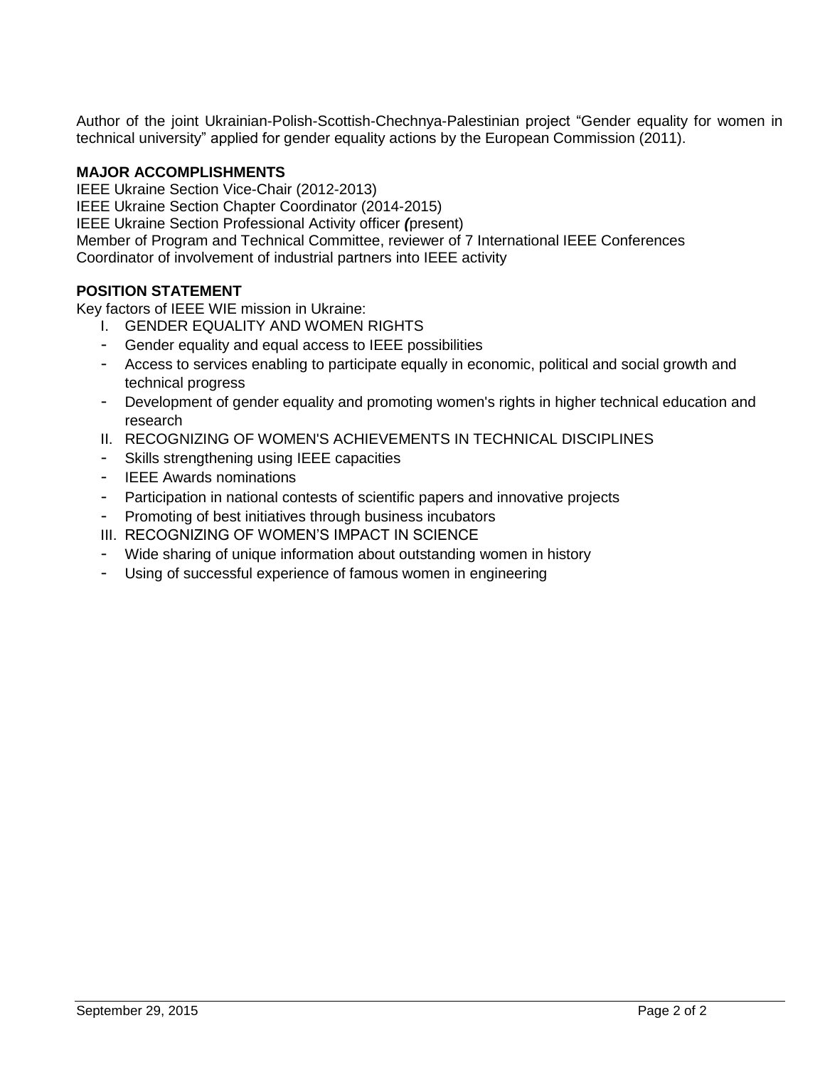Author of the joint Ukrainian-Polish-Scottish-Chechnya-Palestinian project "Gender equality for women in technical university" applied for gender equality actions by the European Commission (2011).

**MAJOR ACCOMPLISHMENTS**

IEEE Ukraine Section Vice-Chair (2012-2013)
IEEE Ukraine Section Chapter Coordinator (2014-2015)
IEEE Ukraine Section Professional Activity officer ***(***present)
Member of Program and Technical Committee, reviewer of 7 International IEEE Conferences
Coordinator of involvement of industrial partners into IEEE activity

**POSITION STATEMENT**

Key factors of IEEE WIE mission in Ukraine:

I. GENDER EQUALITY AND WOMEN RIGHTS
- Gender equality and equal access to IEEE possibilities
- Access to services enabling to participate equally in economic, political and social growth and technical progress
- Development of gender equality and promoting women's rights in higher technical education and research

II. RECOGNIZING OF WOMEN'S ACHIEVEMENTS IN TECHNICAL DISCIPLINES
- Skills strengthening using IEEE capacities
- IEEE Awards nominations
- Participation in national contests of scientific papers and innovative projects
- Promoting of best initiatives through business incubators

III. RECOGNIZING OF WOMEN'S IMPACT IN SCIENCE
- Wide sharing of unique information about outstanding women in history
- Using of successful experience of famous women in engineering

September 29, 2015